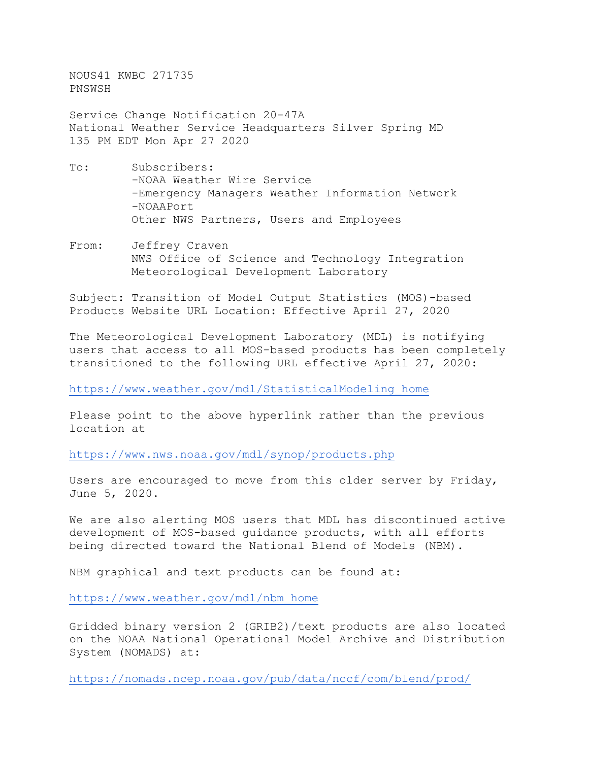NOUS41 KWBC 271735
PNSWSH

Service Change Notification 20-47A
National Weather Service Headquarters Silver Spring MD
135 PM EDT Mon Apr 27 2020

To: Subscribers:
-NOAA Weather Wire Service
-Emergency Managers Weather Information Network
-NOAAPort
Other NWS Partners, Users and Employees

From: Jeffrey Craven
NWS Office of Science and Technology Integration
Meteorological Development Laboratory

Subject: Transition of Model Output Statistics (MOS)-based Products Website URL Location: Effective April 27, 2020

The Meteorological Development Laboratory (MDL) is notifying users that access to all MOS-based products has been completely transitioned to the following URL effective April 27, 2020:

https://www.weather.gov/mdl/StatisticalModeling_home

Please point to the above hyperlink rather than the previous location at

https://www.nws.noaa.gov/mdl/synop/products.php

Users are encouraged to move from this older server by Friday, June 5, 2020.

We are also alerting MOS users that MDL has discontinued active development of MOS-based guidance products, with all efforts being directed toward the National Blend of Models (NBM).

NBM graphical and text products can be found at:

https://www.weather.gov/mdl/nbm_home

Gridded binary version 2 (GRIB2)/text products are also located on the NOAA National Operational Model Archive and Distribution System (NOMADS) at:

https://nomads.ncep.noaa.gov/pub/data/nccf/com/blend/prod/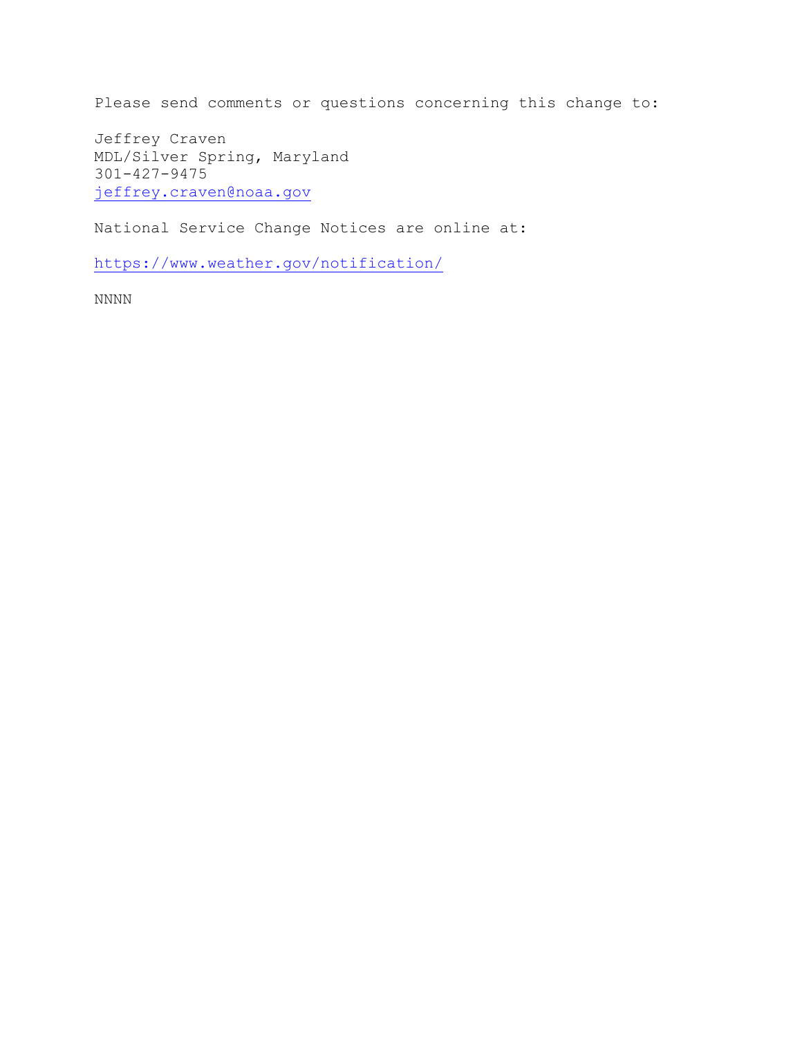Please send comments or questions concerning this change to:

Jeffrey Craven
MDL/Silver Spring, Maryland
301-427-9475
jeffrey.craven@noaa.gov

National Service Change Notices are online at:

https://www.weather.gov/notification/

NNNN